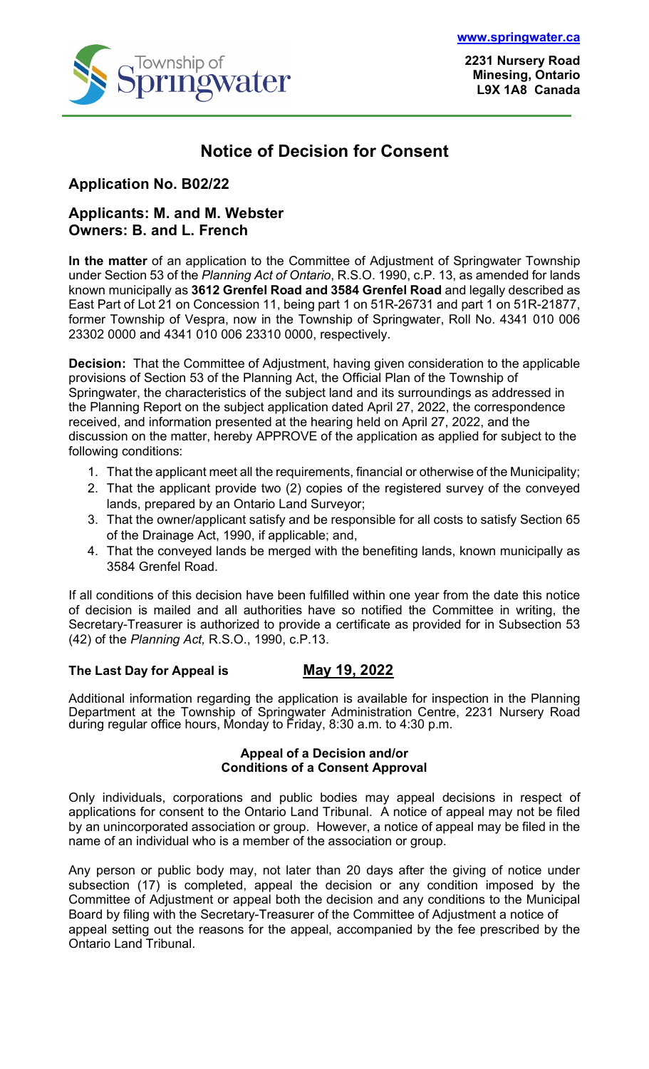www.springwater.ca

2231 Nursery Road
Minesing, Ontario
L9X 1A8 Canada

# Notice of Decision for Consent

## Application No. B02/22

## Applicants: M. and M. Webster
## Owners: B. and L. French

**In the matter** of an application to the Committee of Adjustment of Springwater Township under Section 53 of the *Planning Act of Ontario*, R.S.O. 1990, c.P. 13, as amended for lands known municipally as **3612 Grenfel Road and 3584 Grenfel Road** and legally described as East Part of Lot 21 on Concession 11, being part 1 on 51R-26731 and part 1 on 51R-21877, former Township of Vespra, now in the Township of Springwater, Roll No. 4341 010 006 23302 0000 and 4341 010 006 23310 0000, respectively.

**Decision:** That the Committee of Adjustment, having given consideration to the applicable provisions of Section 53 of the Planning Act, the Official Plan of the Township of Springwater, the characteristics of the subject land and its surroundings as addressed in the Planning Report on the subject application dated April 27, 2022, the correspondence received, and information presented at the hearing held on April 27, 2022, and the discussion on the matter, hereby APPROVE of the application as applied for subject to the following conditions:

1. That the applicant meet all the requirements, financial or otherwise of the Municipality;
2. That the applicant provide two (2) copies of the registered survey of the conveyed lands, prepared by an Ontario Land Surveyor;
3. That the owner/applicant satisfy and be responsible for all costs to satisfy Section 65 of the Drainage Act, 1990, if applicable; and,
4. That the conveyed lands be merged with the benefiting lands, known municipally as 3584 Grenfel Road.

If all conditions of this decision have been fulfilled within one year from the date this notice of decision is mailed and all authorities have so notified the Committee in writing, the Secretary-Treasurer is authorized to provide a certificate as provided for in Subsection 53 (42) of the *Planning Act,* R.S.O., 1990, c.P.13.

**The Last Day for Appeal is** **May 19, 2022**

Additional information regarding the application is available for inspection in the Planning Department at the Township of Springwater Administration Centre, 2231 Nursery Road during regular office hours, Monday to Friday, 8:30 a.m. to 4:30 p.m.

**Appeal of a Decision and/or Conditions of a Consent Approval**

Only individuals, corporations and public bodies may appeal decisions in respect of applications for consent to the Ontario Land Tribunal. A notice of appeal may not be filed by an unincorporated association or group. However, a notice of appeal may be filed in the name of an individual who is a member of the association or group.

Any person or public body may, not later than 20 days after the giving of notice under subsection (17) is completed, appeal the decision or any condition imposed by the Committee of Adjustment or appeal both the decision and any conditions to the Municipal Board by filing with the Secretary-Treasurer of the Committee of Adjustment a notice of appeal setting out the reasons for the appeal, accompanied by the fee prescribed by the Ontario Land Tribunal.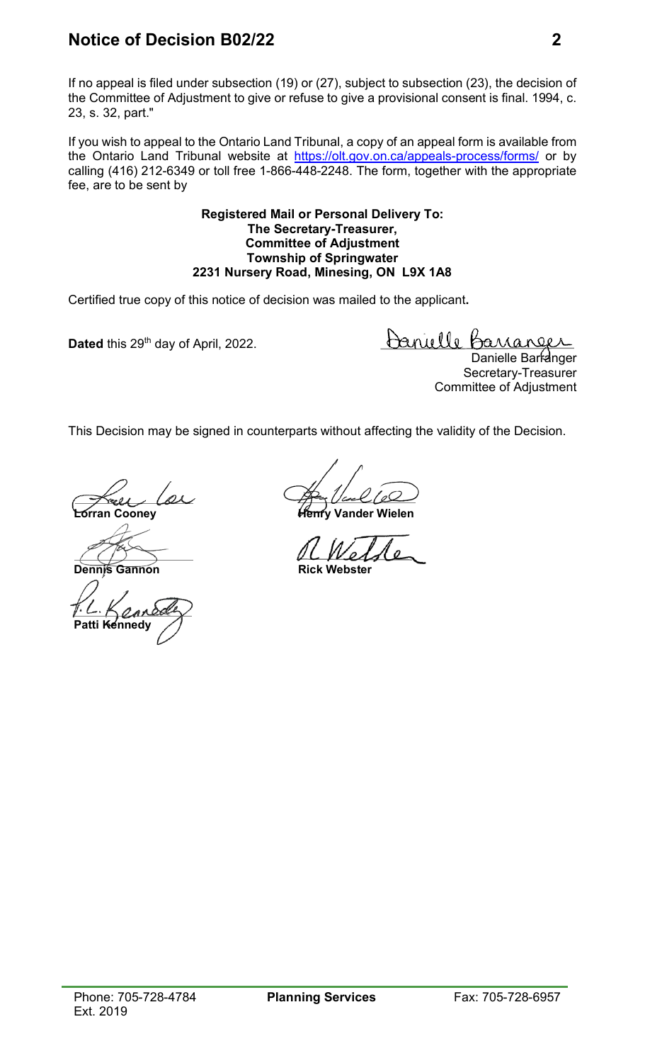If no appeal is filed under subsection (19) or (27), subject to subsection (23), the decision of the Committee of Adjustment to give or refuse to give a provisional consent is final. 1994, c. 23, s. 32, part."

If you wish to appeal to the Ontario Land Tribunal, a copy of an appeal form is available from the Ontario Land Tribunal website at https://olt.gov.on.ca/appeals-process/forms/ or by calling (416) 212-6349 or toll free 1-866-448-2248. The form, together with the appropriate fee, are to be sent by

**Registered Mail or Personal Delivery To:**
**The Secretary-Treasurer,**
**Committee of Adjustment**
**Township of Springwater**
**2231 Nursery Road, Minesing, ON L9X 1A8**

Certified true copy of this notice of decision was mailed to the applicant**.**

**Dated** this 29th day of April, 2022.

Danielle Barranger
Secretary-Treasurer
Committee of Adjustment

This Decision may be signed in counterparts without affecting the validity of the Decision.

**Lorran Cooney**

**Henry Vander Wielen**

**Dennis Gannon**

**Rick Webster**

**Patti Kennedy**